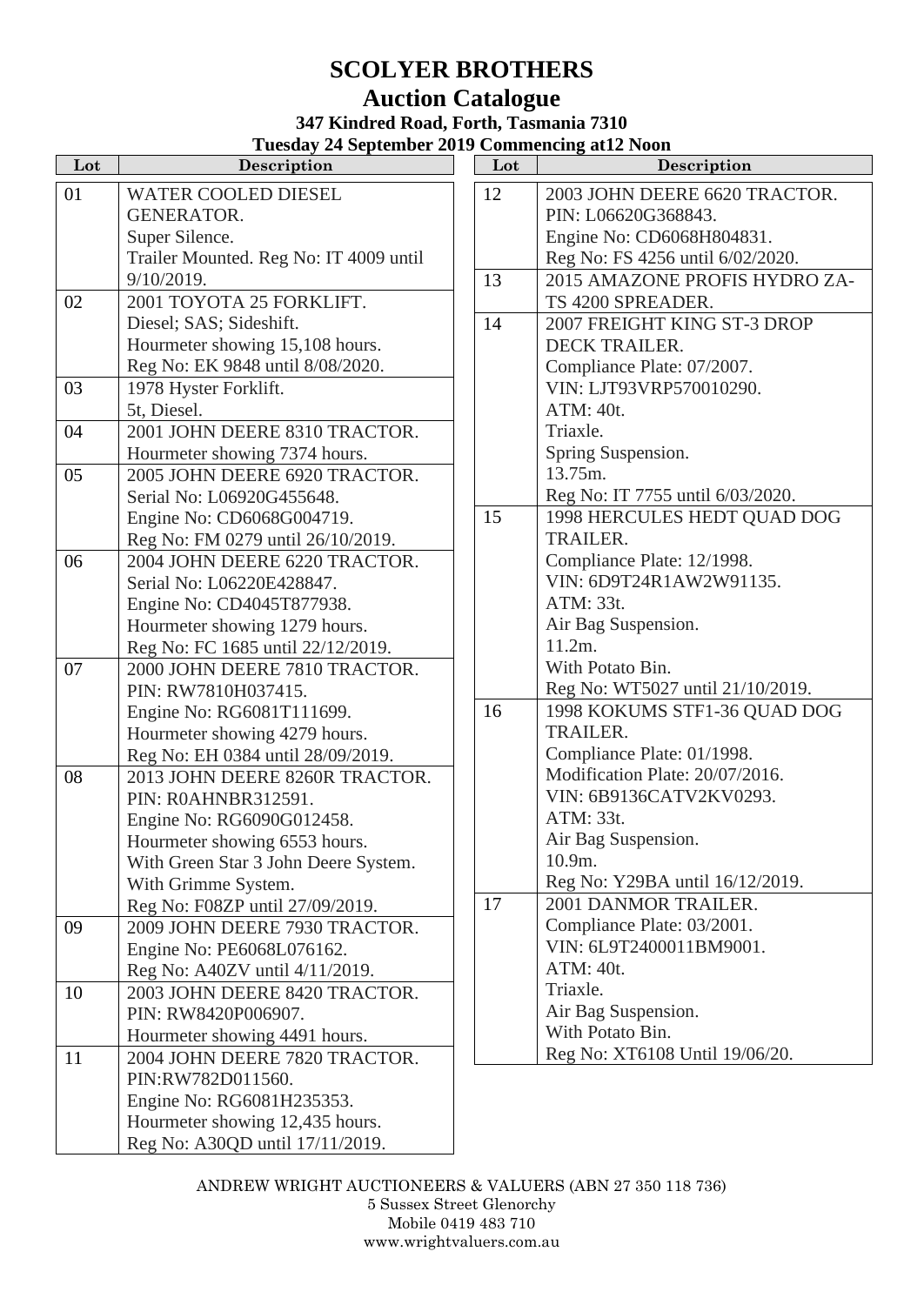# SCOLYER BROTHERS

## Auction Catalogue

### 347 Kindred Road, Forth, Tasmania 7310

### Tuesday 24 September 2019 Commencing at12 Noon

| Lot | Description |
|---|---|
| 01 | WATER COOLED DIESEL GENERATOR.<br>Super Silence.<br>Trailer Mounted. Reg No: IT 4009 until 9/10/2019. |
| 02 | 2001 TOYOTA 25 FORKLIFT.<br>Diesel; SAS; Sideshift.<br>Hourmeter showing 15,108 hours.<br>Reg No: EK 9848 until 8/08/2020. |
| 03 | 1978 Hyster Forklift.<br>5t, Diesel. |
| 04 | 2001 JOHN DEERE 8310 TRACTOR.<br>Hourmeter showing 7374 hours. |
| 05 | 2005 JOHN DEERE 6920 TRACTOR.<br>Serial No: L06920G455648.<br>Engine No: CD6068G004719.<br>Reg No: FM 0279 until 26/10/2019. |
| 06 | 2004 JOHN DEERE 6220 TRACTOR.<br>Serial No: L06220E428847.<br>Engine No: CD4045T877938.<br>Hourmeter showing 1279 hours.<br>Reg No: FC 1685 until 22/12/2019. |
| 07 | 2000 JOHN DEERE 7810 TRACTOR.<br>PIN: RW7810H037415.<br>Engine No: RG6081T111699.<br>Hourmeter showing 4279 hours.<br>Reg No: EH 0384 until 28/09/2019. |
| 08 | 2013 JOHN DEERE 8260R TRACTOR.<br>PIN: R0AHNBR312591.<br>Engine No: RG6090G012458.<br>Hourmeter showing 6553 hours.<br>With Green Star 3 John Deere System.<br>With Grimme System.<br>Reg No: F08ZP until 27/09/2019. |
| 09 | 2009 JOHN DEERE 7930 TRACTOR.<br>Engine No: PE6068L076162.<br>Reg No: A40ZV until 4/11/2019. |
| 10 | 2003 JOHN DEERE 8420 TRACTOR.<br>PIN: RW8420P006907.<br>Hourmeter showing 4491 hours. |
| 11 | 2004 JOHN DEERE 7820 TRACTOR.<br>PIN:RW782D011560.<br>Engine No: RG6081H235353.<br>Hourmeter showing 12,435 hours.<br>Reg No: A30QD until 17/11/2019. |
| 12 | 2003 JOHN DEERE 6620 TRACTOR.<br>PIN: L06620G368843.<br>Engine No: CD6068H804831.<br>Reg No: FS 4256 until 6/02/2020. |
| 13 | 2015 AMAZONE PROFIS HYDRO ZA-TS 4200 SPREADER. |
| 14 | 2007 FREIGHT KING ST-3 DROP DECK TRAILER.<br>Compliance Plate: 07/2007.<br>VIN: LJT93VRP570010290.<br>ATM: 40t.<br>Triaxle.<br>Spring Suspension.<br>13.75m.<br>Reg No: IT 7755 until 6/03/2020. |
| 15 | 1998 HERCULES HEDT QUAD DOG TRAILER.<br>Compliance Plate: 12/1998.<br>VIN: 6D9T24R1AW2W91135.<br>ATM: 33t.<br>Air Bag Suspension.<br>11.2m.<br>With Potato Bin.<br>Reg No: WT5027 until 21/10/2019. |
| 16 | 1998 KOKUMS STF1-36 QUAD DOG TRAILER.<br>Compliance Plate: 01/1998.<br>Modification Plate: 20/07/2016.<br>VIN: 6B9136CATV2KV0293.<br>ATM: 33t.<br>Air Bag Suspension.<br>10.9m.<br>Reg No: Y29BA until 16/12/2019. |
| 17 | 2001 DANMOR TRAILER.<br>Compliance Plate: 03/2001.<br>VIN: 6L9T2400011BM9001.<br>ATM: 40t.<br>Triaxle.<br>Air Bag Suspension.<br>With Potato Bin.<br>Reg No: XT6108 Until 19/06/20. |

ANDREW WRIGHT AUCTIONEERS & VALUERS (ABN 27 350 118 736)
5 Sussex Street Glenorchy
Mobile 0419 483 710
www.wrightvaluers.com.au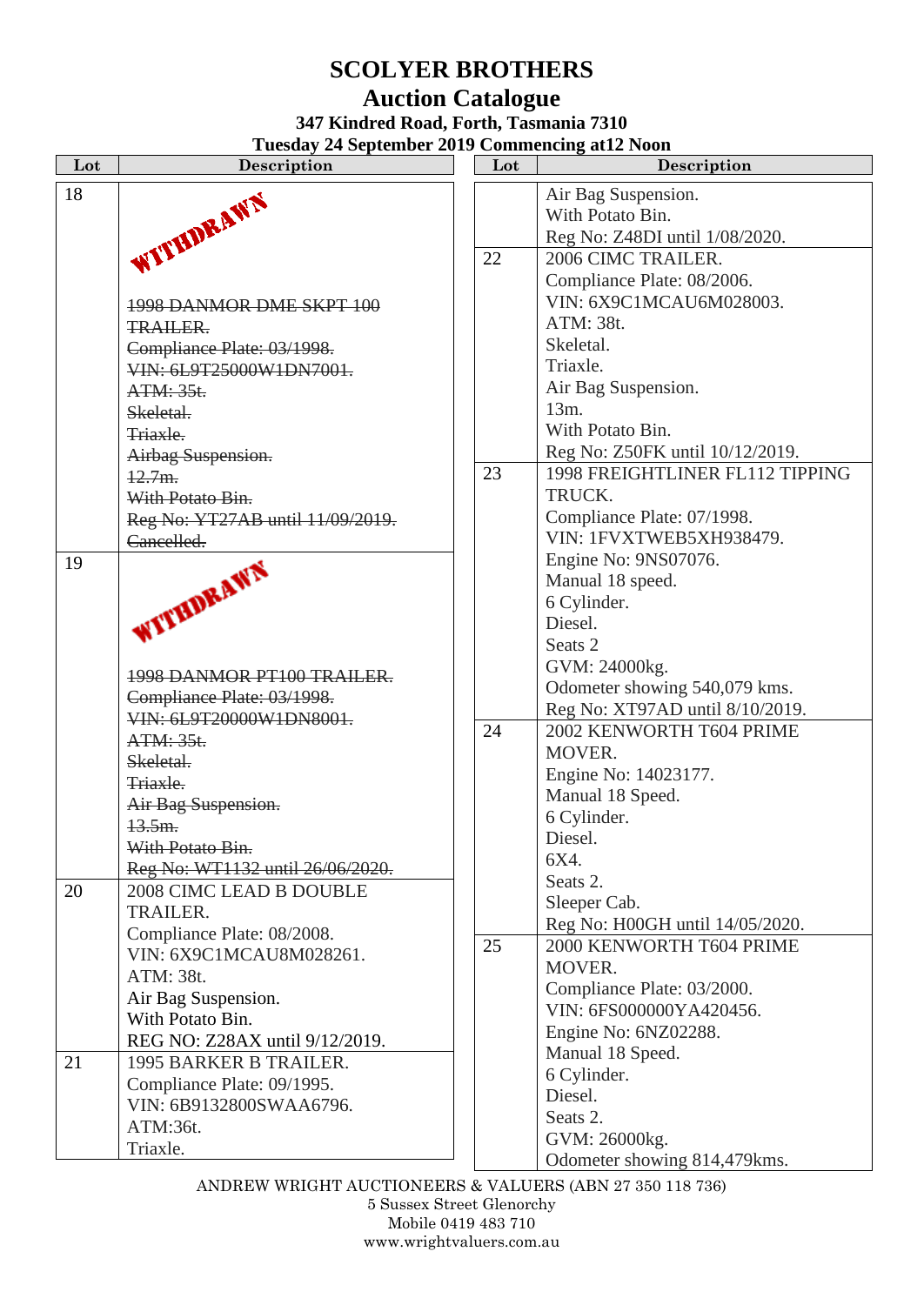# SCOLYER BROTHERS

## Auction Catalogue

### 347 Kindred Road, Forth, Tasmania 7310

### Tuesday 24 September 2019 Commencing at12 Noon

| Lot | Description |
|---|---|
| 18 | WITHDRAWN<br>~~1998 DANMOR DME SKPT 100 TRAILER.~~<br>~~Compliance Plate: 03/1998.~~<br>~~VIN: 6L9T25000W1DN7001.~~<br>~~ATM: 35t.~~<br>~~Skeletal.~~<br>~~Triaxle.~~<br>~~Airbag Suspension.~~<br>~~12.7m.~~<br>~~With Potato Bin.~~<br>~~Reg No: YT27AB until 11/09/2019.~~<br>~~Cancelled.~~ |
| 19 | WITHDRAWN<br>~~1998 DANMOR PT100 TRAILER.~~<br>~~Compliance Plate: 03/1998.~~<br>~~VIN: 6L9T20000W1DN8001.~~<br>~~ATM: 35t.~~<br>~~Skeletal.~~<br>~~Triaxle.~~<br>~~Air Bag Suspension.~~<br>~~13.5m.~~<br>~~With Potato Bin.~~<br>~~Reg No: WT1132 until 26/06/2020.~~ |
| 20 | 2008 CIMC LEAD B DOUBLE TRAILER.<br>Compliance Plate: 08/2008.<br>VIN: 6X9C1MCAU8M028261.<br>ATM: 38t.<br>Air Bag Suspension.<br>With Potato Bin.<br>REG NO: Z28AX until 9/12/2019. |
| 21 | 1995 BARKER B TRAILER.<br>Compliance Plate: 09/1995.<br>VIN: 6B9132800SWAA6796.<br>ATM:36t.<br>Triaxle.<br>Air Bag Suspension.<br>With Potato Bin.<br>Reg No: Z48DI until 1/08/2020. |
| 22 | 2006 CIMC TRAILER.<br>Compliance Plate: 08/2006.<br>VIN: 6X9C1MCAU6M028003.<br>ATM: 38t.<br>Skeletal.<br>Triaxle.<br>Air Bag Suspension.<br>13m.<br>With Potato Bin.<br>Reg No: Z50FK until 10/12/2019. |
| 23 | 1998 FREIGHTLINER FL112 TIPPING TRUCK.<br>Compliance Plate: 07/1998.<br>VIN: 1FVXTWEB5XH938479.<br>Engine No: 9NS07076.<br>Manual 18 speed.<br>6 Cylinder.<br>Diesel.<br>Seats 2<br>GVM: 24000kg.<br>Odometer showing 540,079 kms.<br>Reg No: XT97AD until 8/10/2019. |
| 24 | 2002 KENWORTH T604 PRIME MOVER.<br>Engine No: 14023177.<br>Manual 18 Speed.<br>6 Cylinder.<br>Diesel.<br>6X4.<br>Seats 2.<br>Sleeper Cab.<br>Reg No: H00GH until 14/05/2020. |
| 25 | 2000 KENWORTH T604 PRIME MOVER.<br>Compliance Plate: 03/2000.<br>VIN: 6FS000000YA420456.<br>Engine No: 6NZ02288.<br>Manual 18 Speed.<br>6 Cylinder.<br>Diesel.<br>Seats 2.<br>GVM: 26000kg.<br>Odometer showing 814,479kms. |

ANDREW WRIGHT AUCTIONEERS & VALUERS (ABN 27 350 118 736)
5 Sussex Street Glenorchy
Mobile 0419 483 710
www.wrightvaluers.com.au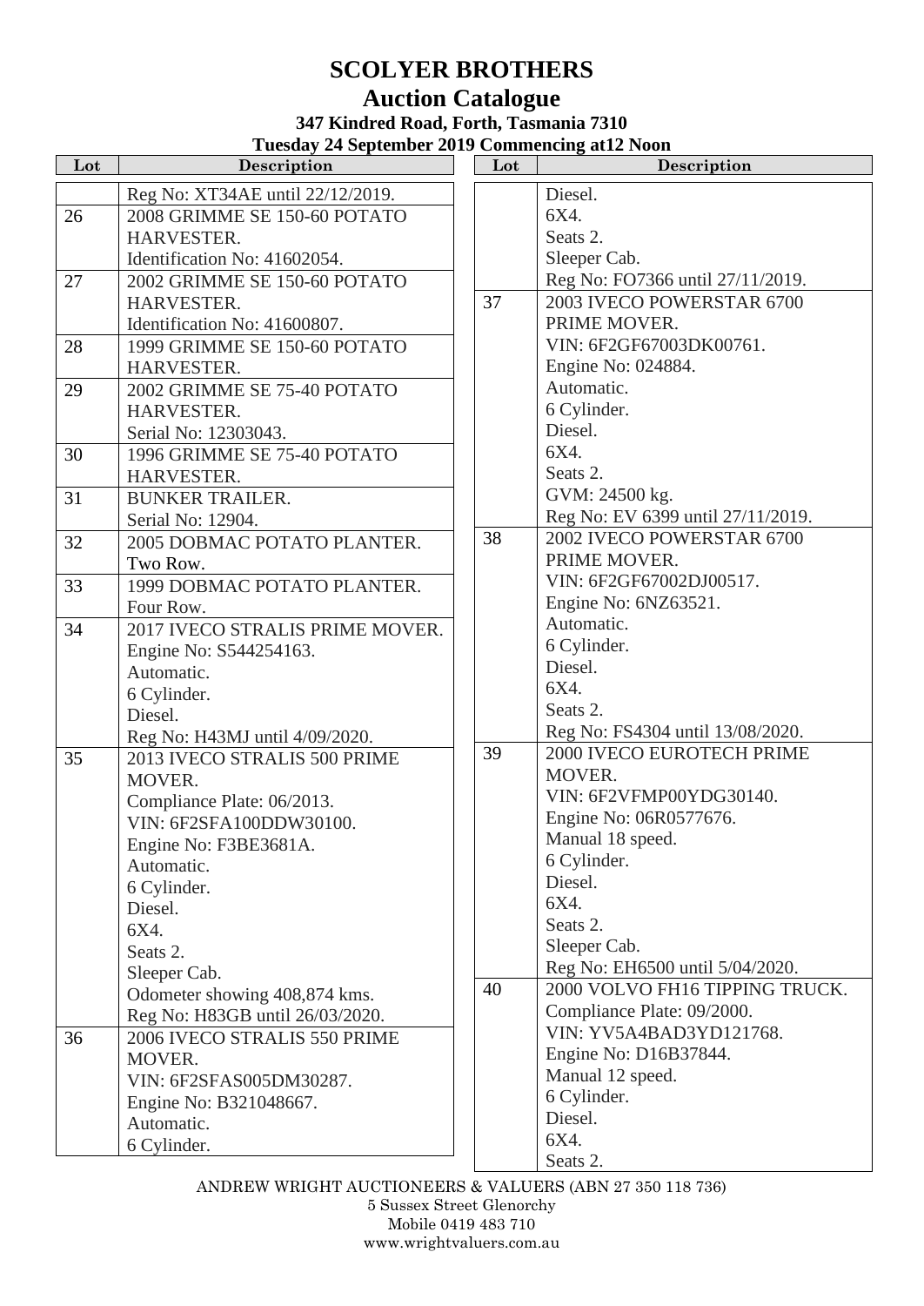# SCOLYER BROTHERS

## Auction Catalogue

### 347 Kindred Road, Forth, Tasmania 7310

### Tuesday 24 September 2019 Commencing at12 Noon

| Lot | Description |
|---|---|
| | Reg No: XT34AE until 22/12/2019. |
| 26 | 2008 GRIMME SE 150-60 POTATO HARVESTER.<br>Identification No: 41602054. |
| 27 | 2002 GRIMME SE 150-60 POTATO HARVESTER.<br>Identification No: 41600807. |
| 28 | 1999 GRIMME SE 150-60 POTATO HARVESTER. |
| 29 | 2002 GRIMME SE 75-40 POTATO HARVESTER.<br>Serial No: 12303043. |
| 30 | 1996 GRIMME SE 75-40 POTATO HARVESTER. |
| 31 | BUNKER TRAILER.<br>Serial No: 12904. |
| 32 | 2005 DOBMAC POTATO PLANTER.<br>Two Row. |
| 33 | 1999 DOBMAC POTATO PLANTER.<br>Four Row. |
| 34 | 2017 IVECO STRALIS PRIME MOVER.<br>Engine No: S544254163.<br>Automatic.<br>6 Cylinder.<br>Diesel.<br>Reg No: H43MJ until 4/09/2020. |
| 35 | 2013 IVECO STRALIS 500 PRIME MOVER.<br>Compliance Plate: 06/2013.<br>VIN: 6F2SFA100DDW30100.<br>Engine No: F3BE3681A.<br>Automatic.<br>6 Cylinder.<br>Diesel.<br>6X4.<br>Seats 2.<br>Sleeper Cab.<br>Odometer showing 408,874 kms.<br>Reg No: H83GB until 26/03/2020. |
| 36 | 2006 IVECO STRALIS 550 PRIME MOVER.<br>VIN: 6F2SFAS005DM30287.<br>Engine No: B321048667.<br>Automatic.<br>6 Cylinder.<br>Diesel.<br>6X4.<br>Seats 2.<br>Sleeper Cab.<br>Reg No: FO7366 until 27/11/2019. |
| 37 | 2003 IVECO POWERSTAR 6700 PRIME MOVER.<br>VIN: 6F2GF67003DK00761.<br>Engine No: 024884.<br>Automatic.<br>6 Cylinder.<br>Diesel.<br>6X4.<br>Seats 2.<br>GVM: 24500 kg.<br>Reg No: EV 6399 until 27/11/2019. |
| 38 | 2002 IVECO POWERSTAR 6700 PRIME MOVER.<br>VIN: 6F2GF67002DJ00517.<br>Engine No: 6NZ63521.<br>Automatic.<br>6 Cylinder.<br>Diesel.<br>6X4.<br>Seats 2.<br>Reg No: FS4304 until 13/08/2020. |
| 39 | 2000 IVECO EUROTECH PRIME MOVER.<br>VIN: 6F2VFMP00YDG30140.<br>Engine No: 06R0577676.<br>Manual 18 speed.<br>6 Cylinder.<br>Diesel.<br>6X4.<br>Seats 2.<br>Sleeper Cab.<br>Reg No: EH6500 until 5/04/2020. |
| 40 | 2000 VOLVO FH16 TIPPING TRUCK.<br>Compliance Plate: 09/2000.<br>VIN: YV5A4BAD3YD121768.<br>Engine No: D16B37844.<br>Manual 12 speed.<br>6 Cylinder.<br>Diesel.<br>6X4.<br>Seats 2. |

ANDREW WRIGHT AUCTIONEERS & VALUERS (ABN 27 350 118 736)
5 Sussex Street Glenorchy
Mobile 0419 483 710
www.wrightvaluers.com.au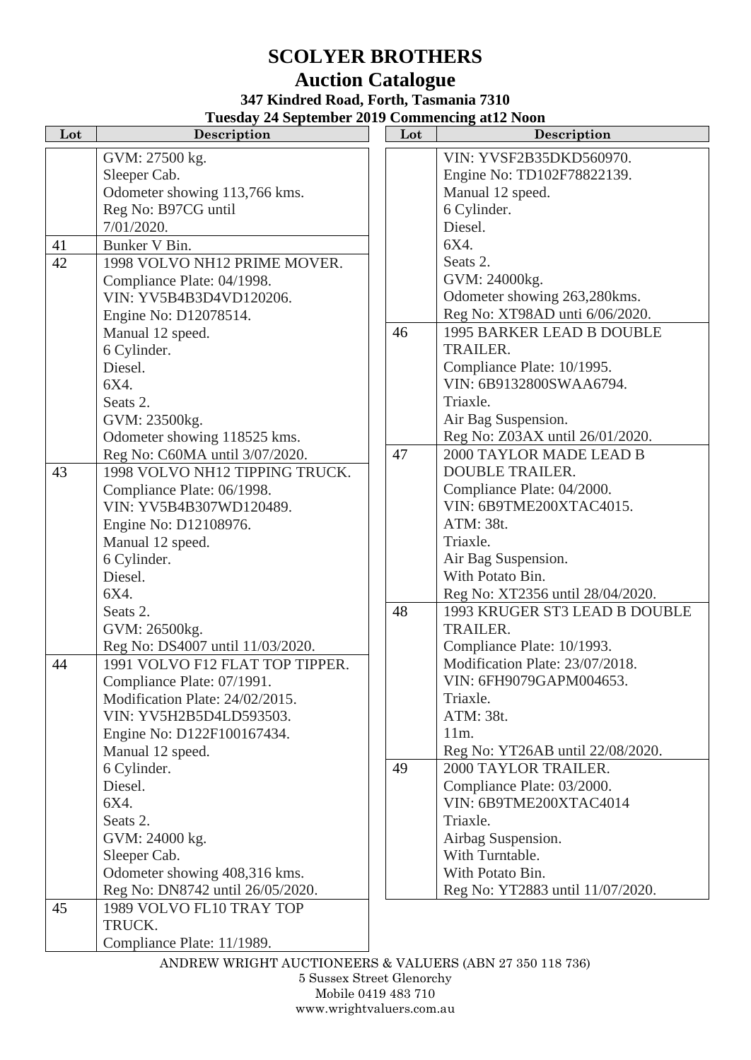# SCOLYER BROTHERS

## Auction Catalogue

### 347 Kindred Road, Forth, Tasmania 7310

### Tuesday 24 September 2019 Commencing at12 Noon

| Lot | Description |
|---|---|
| | GVM: 27500 kg.<br>Sleeper Cab.<br>Odometer showing 113,766 kms.<br>Reg No: B97CG until 7/01/2020. |
| 41 | Bunker V Bin. |
| 42 | 1998 VOLVO NH12 PRIME MOVER.<br>Compliance Plate: 04/1998.<br>VIN: YV5B4B3D4VD120206.<br>Engine No: D12078514.<br>Manual 12 speed.<br>6 Cylinder.<br>Diesel.<br>6X4.<br>Seats 2.<br>GVM: 23500kg.<br>Odometer showing 118525 kms.<br>Reg No: C60MA until 3/07/2020. |
| 43 | 1998 VOLVO NH12 TIPPING TRUCK.<br>Compliance Plate: 06/1998.<br>VIN: YV5B4B307WD120489.<br>Engine No: D12108976.<br>Manual 12 speed.<br>6 Cylinder.<br>Diesel.<br>6X4.<br>Seats 2.<br>GVM: 26500kg.<br>Reg No: DS4007 until 11/03/2020. |
| 44 | 1991 VOLVO F12 FLAT TOP TIPPER.<br>Compliance Plate: 07/1991.<br>Modification Plate: 24/02/2015.<br>VIN: YV5H2B5D4LD593503.<br>Engine No: D122F100167434.<br>Manual 12 speed.<br>6 Cylinder.<br>Diesel.<br>6X4.<br>Seats 2.<br>GVM: 24000 kg.<br>Sleeper Cab.<br>Odometer showing 408,316 kms.<br>Reg No: DN8742 until 26/05/2020. |
| 45 | 1989 VOLVO FL10 TRAY TOP TRUCK.<br>Compliance Plate: 11/1989.<br>VIN: YVSF2B35DKD560970.<br>Engine No: TD102F78822139.<br>Manual 12 speed.<br>6 Cylinder.<br>Diesel.<br>6X4.<br>Seats 2.<br>GVM: 24000kg.<br>Odometer showing 263,280kms.<br>Reg No: XT98AD unti 6/06/2020. |
| 46 | 1995 BARKER LEAD B DOUBLE TRAILER.<br>Compliance Plate: 10/1995.<br>VIN: 6B9132800SWAA6794.<br>Triaxle.<br>Air Bag Suspension.<br>Reg No: Z03AX until 26/01/2020. |
| 47 | 2000 TAYLOR MADE LEAD B DOUBLE TRAILER.<br>Compliance Plate: 04/2000.<br>VIN: 6B9TME200XTAC4015.<br>ATM: 38t.<br>Triaxle.<br>Air Bag Suspension.<br>With Potato Bin.<br>Reg No: XT2356 until 28/04/2020. |
| 48 | 1993 KRUGER ST3 LEAD B DOUBLE TRAILER.<br>Compliance Plate: 10/1993.<br>Modification Plate: 23/07/2018.<br>VIN: 6FH9079GAPM004653.<br>Triaxle.<br>ATM: 38t.<br>11m.<br>Reg No: YT26AB until 22/08/2020. |
| 49 | 2000 TAYLOR TRAILER.<br>Compliance Plate: 03/2000.<br>VIN: 6B9TME200XTAC4014<br>Triaxle.<br>Airbag Suspension.<br>With Turntable.<br>With Potato Bin.<br>Reg No: YT2883 until 11/07/2020. |

ANDREW WRIGHT AUCTIONEERS & VALUERS (ABN 27 350 118 736)
5 Sussex Street Glenorchy
Mobile 0419 483 710
www.wrightvaluers.com.au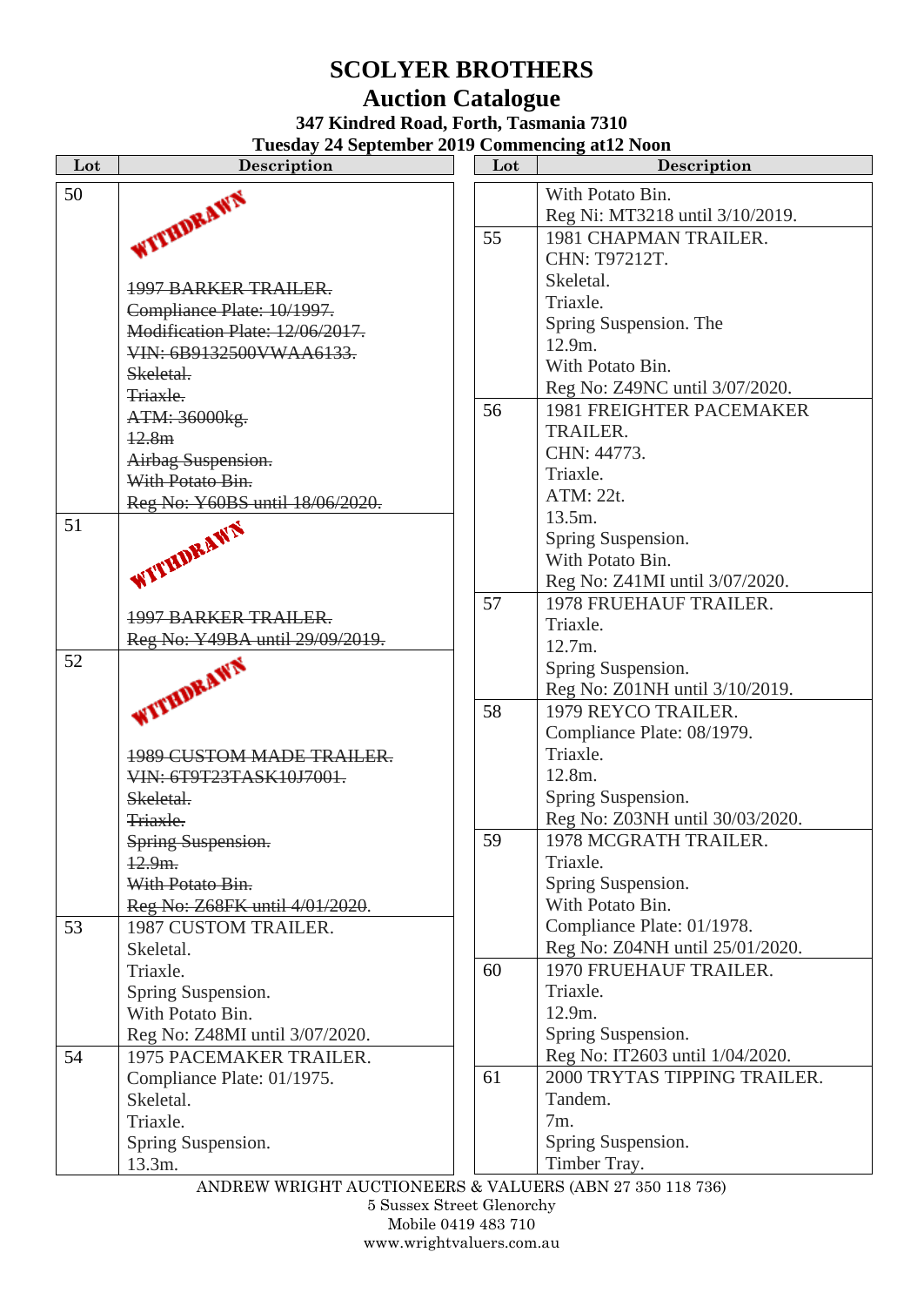# SCOLYER BROTHERS

## Auction Catalogue

### 347 Kindred Road, Forth, Tasmania 7310

### Tuesday 24 September 2019 Commencing at12 Noon

| Lot | Description |
|---|---|
| 50 | WITHDRAWN<br>~~1997 BARKER TRAILER.~~<br>~~Compliance Plate: 10/1997.~~<br>~~Modification Plate: 12/06/2017.~~<br>~~VIN: 6B9132500VWAA6133.~~<br>~~Skeletal.~~<br>~~Triaxle.~~<br>~~ATM: 36000kg.~~<br>~~12.8m~~<br>~~Airbag Suspension.~~<br>~~With Potato Bin.~~<br>~~Reg No: Y60BS until 18/06/2020.~~ |
| 51 | WITHDRAWN<br>~~1997 BARKER TRAILER.~~<br>~~Reg No: Y49BA until 29/09/2019.~~ |
| 52 | WITHDRAWN<br>~~1989 CUSTOM MADE TRAILER.~~<br>~~VIN: 6T9T23TASK10J7001.~~<br>~~Skeletal.~~<br>~~Triaxle.~~<br>~~Spring Suspension.~~<br>~~12.9m.~~<br>~~With Potato Bin.~~<br>~~Reg No: Z68FK until 4/01/2020.~~ |
| 53 | 1987 CUSTOM TRAILER.<br>Skeletal.<br>Triaxle.<br>Spring Suspension.<br>With Potato Bin.<br>Reg No: Z48MI until 3/07/2020. |
| 54 | 1975 PACEMAKER TRAILER.<br>Compliance Plate: 01/1975.<br>Skeletal.<br>Triaxle.<br>Spring Suspension.<br>13.3m.<br>With Potato Bin.<br>Reg Ni: MT3218 until 3/10/2019. |
| 55 | 1981 CHAPMAN TRAILER.<br>CHN: T97212T.<br>Skeletal.<br>Triaxle.<br>Spring Suspension. The<br>12.9m.<br>With Potato Bin.<br>Reg No: Z49NC until 3/07/2020. |
| 56 | 1981 FREIGHTER PACEMAKER TRAILER.<br>CHN: 44773.<br>Triaxle.<br>ATM: 22t.<br>13.5m.<br>Spring Suspension.<br>With Potato Bin.<br>Reg No: Z41MI until 3/07/2020. |
| 57 | 1978 FRUEHAUF TRAILER.<br>Triaxle.<br>12.7m.<br>Spring Suspension.<br>Reg No: Z01NH until 3/10/2019. |
| 58 | 1979 REYCO TRAILER.<br>Compliance Plate: 08/1979.<br>Triaxle.<br>12.8m.<br>Spring Suspension.<br>Reg No: Z03NH until 30/03/2020. |
| 59 | 1978 MCGRATH TRAILER.<br>Triaxle.<br>Spring Suspension.<br>With Potato Bin.<br>Compliance Plate: 01/1978.<br>Reg No: Z04NH until 25/01/2020. |
| 60 | 1970 FRUEHAUF TRAILER.<br>Triaxle.<br>12.9m.<br>Spring Suspension.<br>Reg No: IT2603 until 1/04/2020. |
| 61 | 2000 TRYTAS TIPPING TRAILER.<br>Tandem.<br>7m.<br>Spring Suspension.<br>Timber Tray. |

ANDREW WRIGHT AUCTIONEERS & VALUERS (ABN 27 350 118 736)
5 Sussex Street Glenorchy
Mobile 0419 483 710
www.wrightvaluers.com.au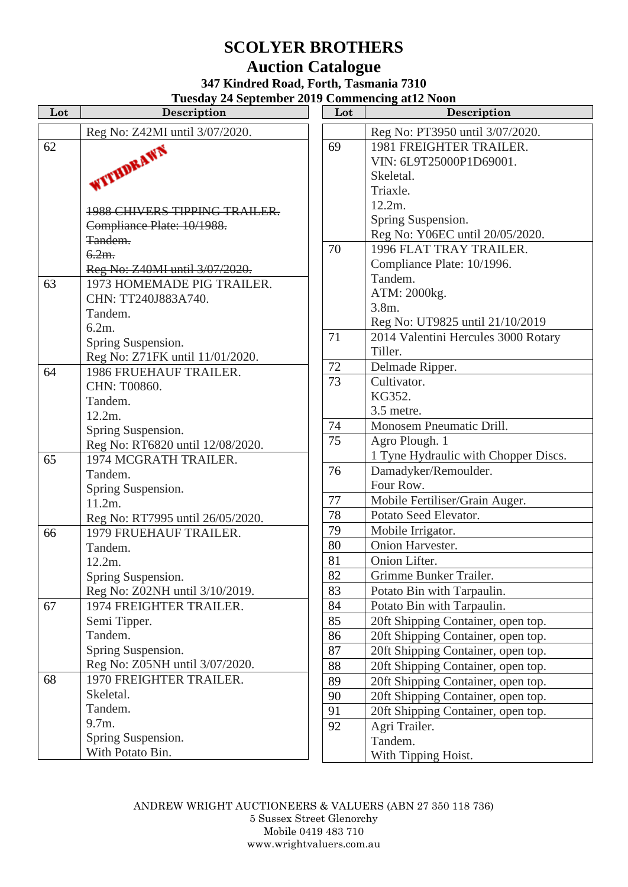# SCOLYER BROTHERS

## Auction Catalogue

### 347 Kindred Road, Forth, Tasmania 7310

### Tuesday 24 September 2019 Commencing at12 Noon

| Lot | Description |
|---|---|
| | Reg No: Z42MI until 3/07/2020. |
| 62 | WITHDRAWN<br>~~1988 CHIVERS TIPPING TRAILER.~~<br>~~Compliance Plate: 10/1988.~~<br>~~Tandem.~~<br>~~6.2m.~~<br>~~Reg No: Z40MI until 3/07/2020.~~ |
| 63 | 1973 HOMEMADE PIG TRAILER.<br>CHN: TT240J883A740.<br>Tandem.<br>6.2m.<br>Spring Suspension.<br>Reg No: Z71FK until 11/01/2020. |
| 64 | 1986 FRUEHAUF TRAILER.<br>CHN: T00860.<br>Tandem.<br>12.2m.<br>Spring Suspension.<br>Reg No: RT6820 until 12/08/2020. |
| 65 | 1974 MCGRATH TRAILER.<br>Tandem.<br>Spring Suspension.<br>11.2m.<br>Reg No: RT7995 until 26/05/2020. |
| 66 | 1979 FRUEHAUF TRAILER.<br>Tandem.<br>12.2m.<br>Spring Suspension.<br>Reg No: Z02NH until 3/10/2019. |
| 67 | 1974 FREIGHTER TRAILER.<br>Semi Tipper.<br>Tandem.<br>Spring Suspension.<br>Reg No: Z05NH until 3/07/2020. |
| 68 | 1970 FREIGHTER TRAILER.<br>Skeletal.<br>Tandem.<br>9.7m.<br>Spring Suspension.<br>With Potato Bin. |
| | Reg No: PT3950 until 3/07/2020. |
| 69 | 1981 FREIGHTER TRAILER.<br>VIN: 6L9T25000P1D69001.<br>Skeletal.<br>Triaxle.<br>12.2m.<br>Spring Suspension.<br>Reg No: Y06EC until 20/05/2020. |
| 70 | 1996 FLAT TRAY TRAILER.<br>Compliance Plate: 10/1996.<br>Tandem.<br>ATM: 2000kg.<br>3.8m.<br>Reg No: UT9825 until 21/10/2019 |
| 71 | 2014 Valentini Hercules 3000 Rotary Tiller. |
| 72 | Delmade Ripper. |
| 73 | Cultivator.<br>KG352.<br>3.5 metre. |
| 74 | Monosem Pneumatic Drill. |
| 75 | Agro Plough. 1<br>1 Tyne Hydraulic with Chopper Discs. |
| 76 | Damadyker/Remoulder.<br>Four Row. |
| 77 | Mobile Fertiliser/Grain Auger. |
| 78 | Potato Seed Elevator. |
| 79 | Mobile Irrigator. |
| 80 | Onion Harvester. |
| 81 | Onion Lifter. |
| 82 | Grimme Bunker Trailer. |
| 83 | Potato Bin with Tarpaulin. |
| 84 | Potato Bin with Tarpaulin. |
| 85 | 20ft Shipping Container, open top. |
| 86 | 20ft Shipping Container, open top. |
| 87 | 20ft Shipping Container, open top. |
| 88 | 20ft Shipping Container, open top. |
| 89 | 20ft Shipping Container, open top. |
| 90 | 20ft Shipping Container, open top. |
| 91 | 20ft Shipping Container, open top. |
| 92 | Agri Trailer.<br>Tandem.<br>With Tipping Hoist. |

ANDREW WRIGHT AUCTIONEERS & VALUERS (ABN 27 350 118 736)
5 Sussex Street Glenorchy
Mobile 0419 483 710
www.wrightvaluers.com.au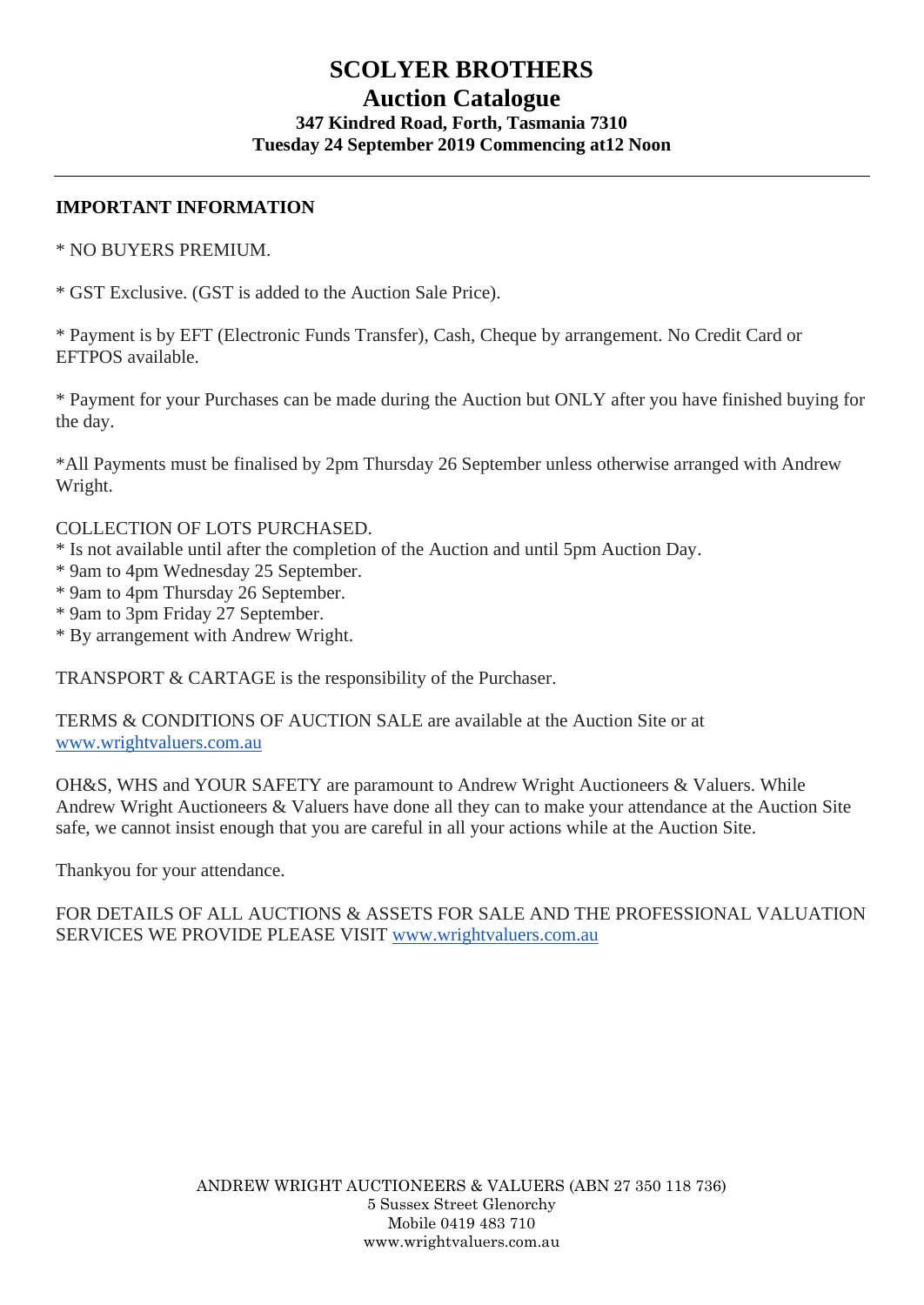# SCOLYER BROTHERS

## Auction Catalogue

**347 Kindred Road, Forth, Tasmania 7310**
**Tuesday 24 September 2019 Commencing at12 Noon**

---

**IMPORTANT INFORMATION**

* NO BUYERS PREMIUM.

* GST Exclusive. (GST is added to the Auction Sale Price).

* Payment is by EFT (Electronic Funds Transfer), Cash, Cheque by arrangement. No Credit Card or EFTPOS available.

* Payment for your Purchases can be made during the Auction but ONLY after you have finished buying for the day.

*All Payments must be finalised by 2pm Thursday 26 September unless otherwise arranged with Andrew Wright.

COLLECTION OF LOTS PURCHASED.
* Is not available until after the completion of the Auction and until 5pm Auction Day.
* 9am to 4pm Wednesday 25 September.
* 9am to 4pm Thursday 26 September.
* 9am to 3pm Friday 27 September.
* By arrangement with Andrew Wright.

TRANSPORT & CARTAGE is the responsibility of the Purchaser.

TERMS & CONDITIONS OF AUCTION SALE are available at the Auction Site or at www.wrightvaluers.com.au

OH&S, WHS and YOUR SAFETY are paramount to Andrew Wright Auctioneers & Valuers. While Andrew Wright Auctioneers & Valuers have done all they can to make your attendance at the Auction Site safe, we cannot insist enough that you are careful in all your actions while at the Auction Site.

Thankyou for your attendance.

FOR DETAILS OF ALL AUCTIONS & ASSETS FOR SALE AND THE PROFESSIONAL VALUATION SERVICES WE PROVIDE PLEASE VISIT www.wrightvaluers.com.au

ANDREW WRIGHT AUCTIONEERS & VALUERS (ABN 27 350 118 736)
5 Sussex Street Glenorchy
Mobile 0419 483 710
www.wrightvaluers.com.au